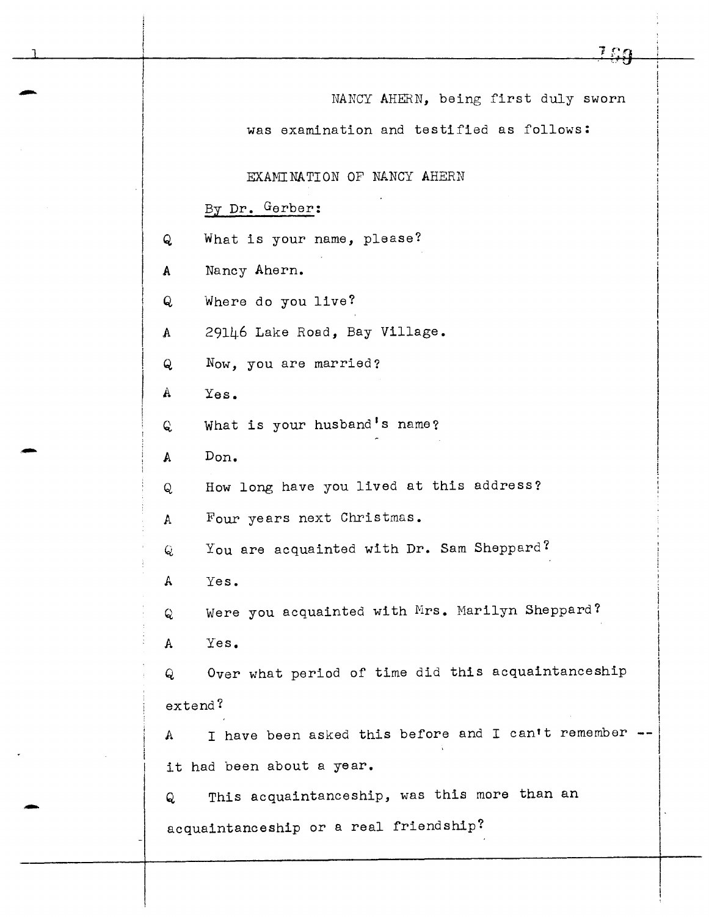NANCY AHERN, being first duly sworn

was examination and testified as follows:

EXAMINATION OF NANCY AHERN

By Dr. Gerber:

Q What is your name, please?

A Nancy Ahern.

Q Where do you live?

A 29146 Lake Road, Bay Village.

Q Now, you are married?

A Yes.

Q What is your husband's name?

A Don.

Q How long have you lived at this address?

A Four years next Christmas.

Q You are acquainted with Dr. Sam Sheppard?

A Yes.

Q Were you acquainted with Mrs. Marilyn Sheppard?

A Yes.

Q Over what period of time did this acquaintanceship extend?

A I have been asked this before and I can't remember -- it had been about a year.

Q This acquaintanceship, was this more than an acquaintanceship or a real friendship?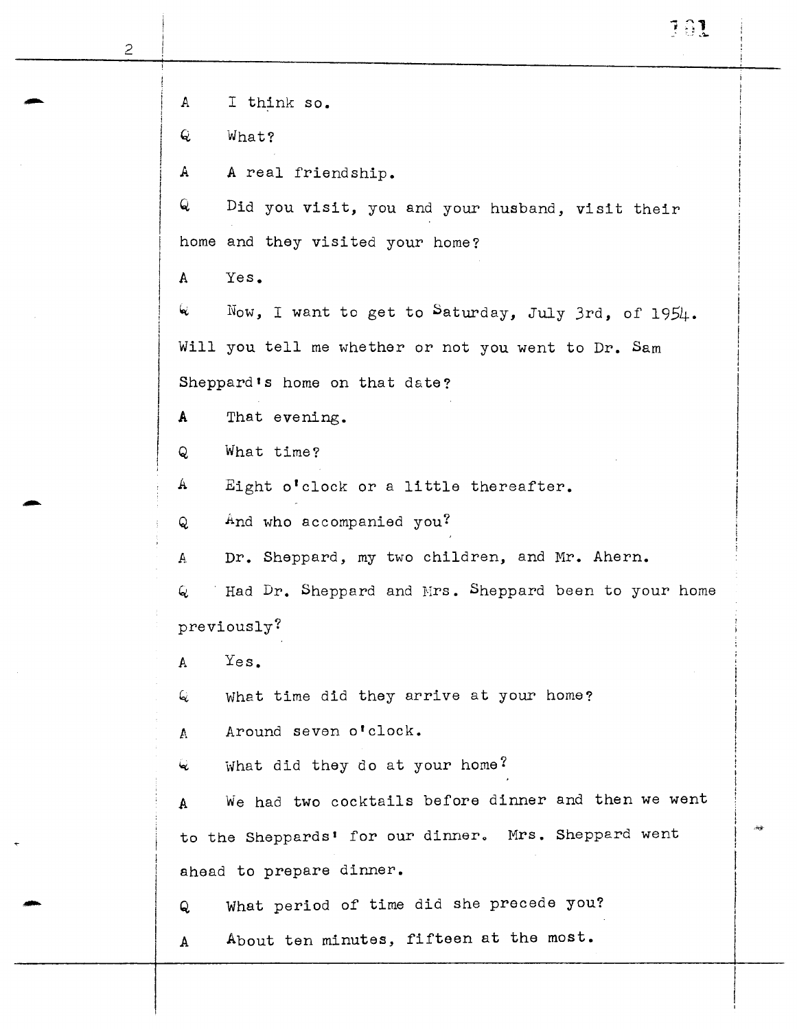A I think so.

Q What?

A A real friendship.

Q Did you visit, you and your husband, visit their home and they visited your home?

A Yes.

Q Now, I want to get to Saturday, July 3rd, of 1954. Will you tell me whether or not you went to Dr. Sam Sheppard's home on that date?

A That evening.

Q What time?

A Eight o'clock or a little thereafter.

Q And who accompanied you?

A Dr. Sheppard, my two children, and Mr. Ahern.

Q Had Dr. Sheppard and Mrs. Sheppard been to your home previously?

A Yes.

Q What time did they arrive at your home?

A Around seven o'clock.

Q What did they do at your home?

A We had two cocktails before dinner and then we went to the Sheppards' for our dinner. Mrs. Sheppard went ahead to prepare dinner.

Q What period of time did she precede you?

A About ten minutes, fifteen at the most.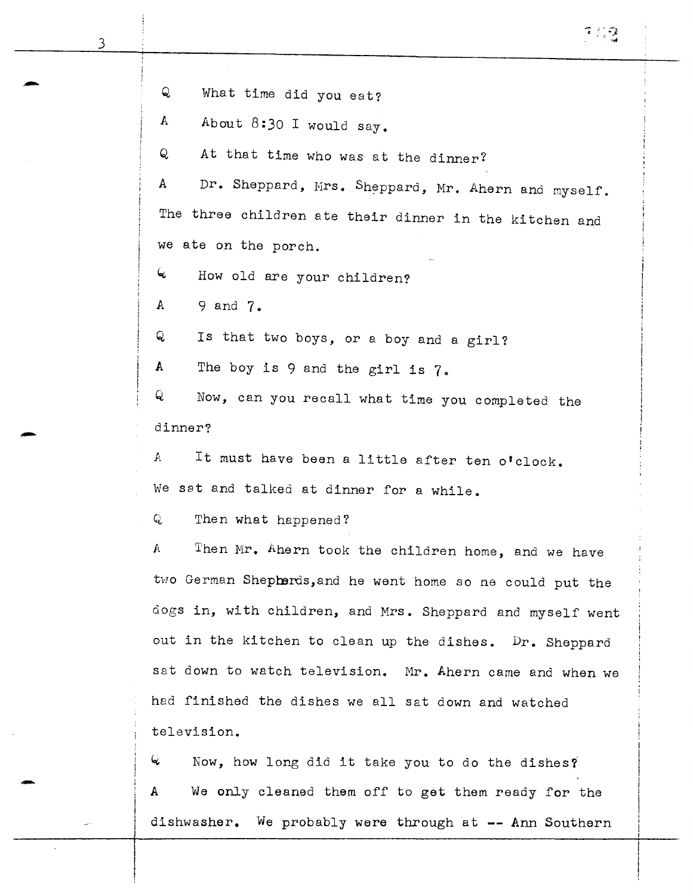Q What time did you eat?

A About 8:30 I would say.

Q At that time who was at the dinner?

A Dr. Sheppard, Mrs. Sheppard, Mr. Ahern and myself. The three children ate their dinner in the kitchen and we ate on the porch.

Q How old are your children?

A 9 and 7.

Q Is that two boys, or a boy and a girl?

A The boy is 9 and the girl is 7.

Q Now, can you recall what time you completed the dinner?

A It must have been a little after ten o'clock. We sat and talked at dinner for a while.

Q Then what happened?

A Then Mr. Ahern took the children home, and we have two German Shepherds, and he went home so he could put the dogs in, with children, and Mrs. Sheppard and myself went out in the kitchen to clean up the dishes. Dr. Sheppard sat down to watch television. Mr. Ahern came and when we had finished the dishes we all sat down and watched television.

Q Now, how long did it take you to do the dishes?

A We only cleaned them off to get them ready for the dishwasher. We probably were through at -- Ann Southern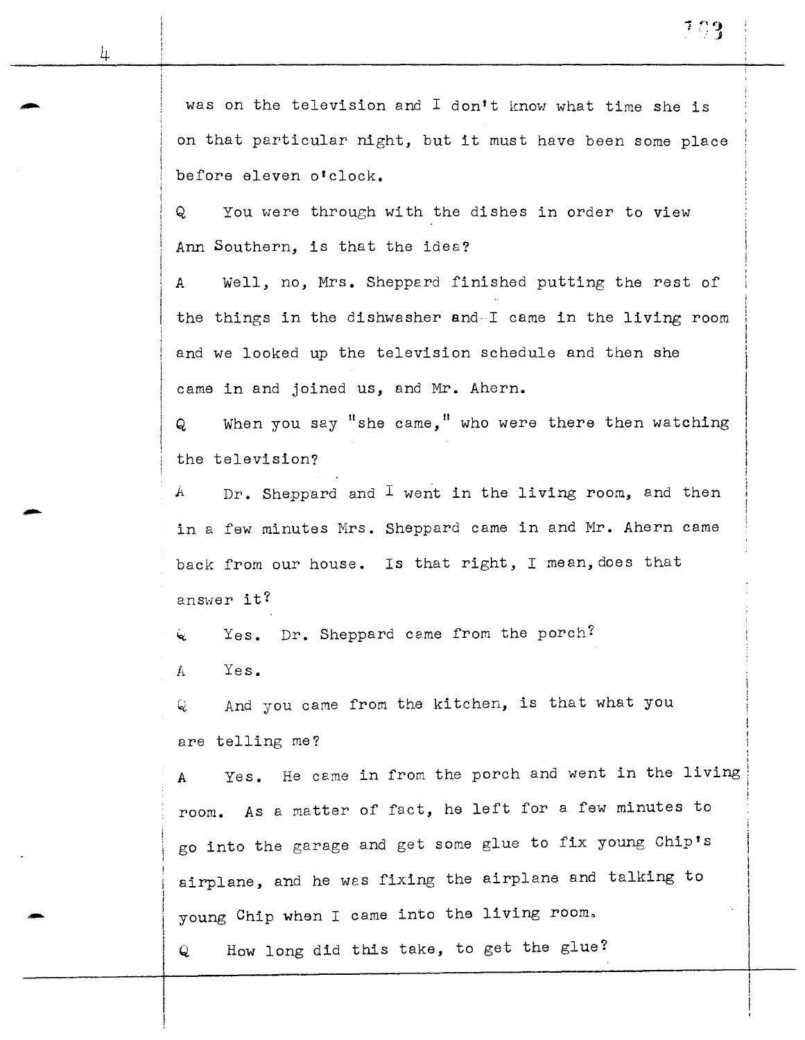was on the television and I don't know what time she is on that particular night, but it must have been some place before eleven o'clock.

Q You were through with the dishes in order to view Ann Southern, is that the idea?

A Well, no, Mrs. Sheppard finished putting the rest of the things in the dishwasher and I came in the living room and we looked up the television schedule and then she came in and joined us, and Mr. Ahern.

Q When you say "she came," who were there then watching the television?

A Dr. Sheppard and I went in the living room, and then in a few minutes Mrs. Sheppard came in and Mr. Ahern came back from our house. Is that right, I mean, does that answer it?

Q Yes. Dr. Sheppard came from the porch?

A Yes.

Q And you came from the kitchen, is that what you are telling me?

A Yes. He came in from the porch and went in the living room. As a matter of fact, he left for a few minutes to go into the garage and get some glue to fix young Chip's airplane, and he was fixing the airplane and talking to young Chip when I came into the living room.

Q How long did this take, to get the glue?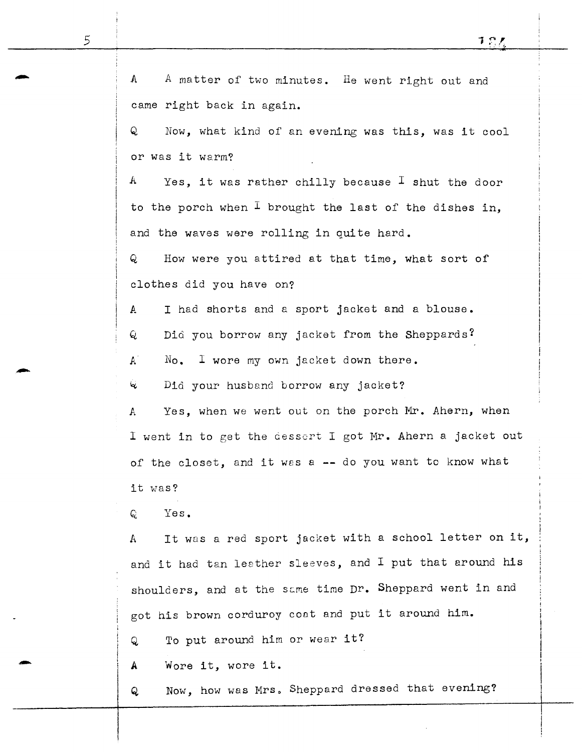A A matter of two minutes. He went right out and came right back in again.

Q Now, what kind of an evening was this, was it cool or was it warm?

A Yes, it was rather chilly because I shut the door to the porch when I brought the last of the dishes in, and the waves were rolling in quite hard.

Q How were you attired at that time, what sort of clothes did you have on?

A I had shorts and a sport jacket and a blouse.

Q Did you borrow any jacket from the Sheppards?

A No. I wore my own jacket down there.

Q Did your husband borrow any jacket?

A Yes, when we went out on the porch Mr. Ahern, when I went in to get the dessert I got Mr. Ahern a jacket out of the closet, and it was a -- do you want to know what it was?

Q Yes.

A It was a red sport jacket with a school letter on it, and it had tan leather sleeves, and I put that around his shoulders, and at the same time Dr. Sheppard went in and got his brown corduroy coat and put it around him.

Q To put around him or wear it?

A Wore it, wore it.

Q Now, how was Mrs. Sheppard dressed that evening?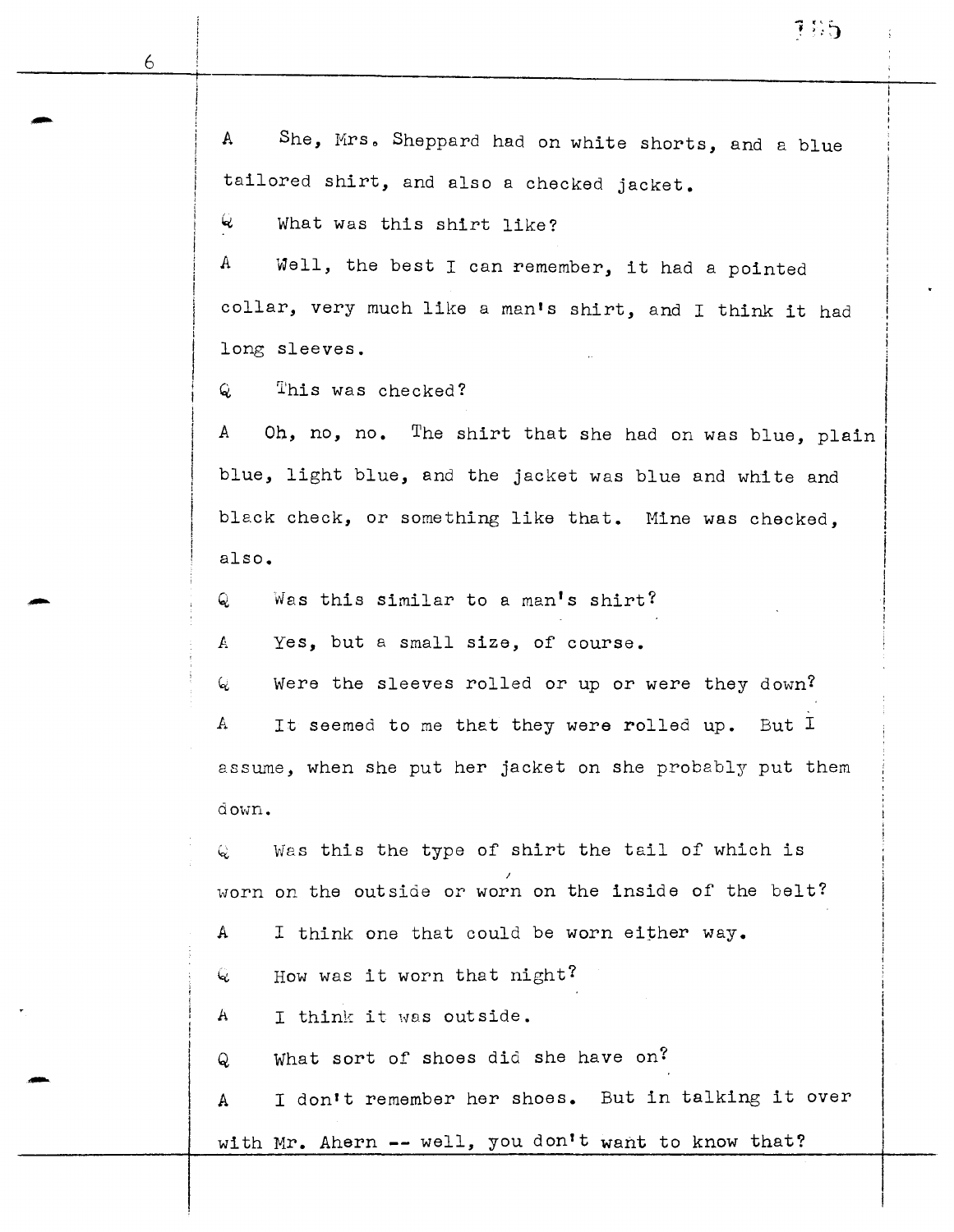A She, Mrs. Sheppard had on white shorts, and a blue tailored shirt, and also a checked jacket.

Q What was this shirt like?

A Well, the best I can remember, it had a pointed collar, very much like a man's shirt, and I think it had long sleeves.

Q This was checked?

A Oh, no, no. The shirt that she had on was blue, plain blue, light blue, and the jacket was blue and white and black check, or something like that. Mine was checked, also.

Q Was this similar to a man's shirt?

A Yes, but a small size, of course.

Q Were the sleeves rolled or up or were they down?

A It seemed to me that they were rolled up. But I assume, when she put her jacket on she probably put them down.

Q Was this the type of shirt the tail of which is worn on the outside or worn on the inside of the belt?

A I think one that could be worn either way.

Q How was it worn that night?

A I think it was outside.

Q What sort of shoes did she have on?

A I don't remember her shoes. But in talking it over with Mr. Ahern -- well, you don't want to know that?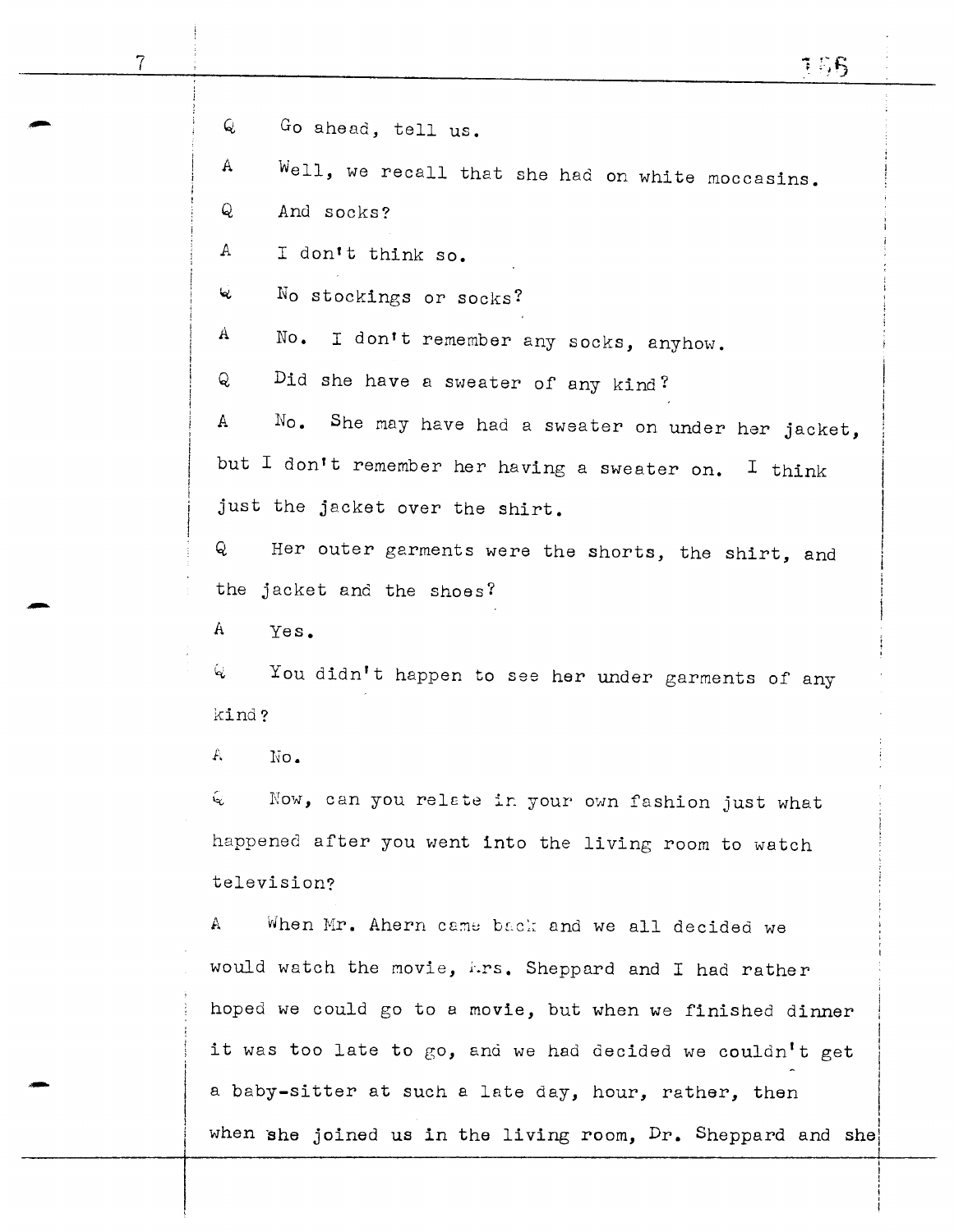Q Go ahead, tell us.

A Well, we recall that she had on white moccasins.

Q And socks?

A I don't think so.

Q No stockings or socks?

A No. I don't remember any socks, anyhow.

Q Did she have a sweater of any kind?

A No. She may have had a sweater on under her jacket, but I don't remember her having a sweater on. I think just the jacket over the shirt.

Q Her outer garments were the shorts, the shirt, and the jacket and the shoes?

A Yes.

Q You didn't happen to see her under garments of any kind?

A No.

Q Now, can you relate in your own fashion just what happened after you went into the living room to watch television?

A When Mr. Ahern came back and we all decided we would watch the movie, Mrs. Sheppard and I had rather hoped we could go to a movie, but when we finished dinner it was too late to go, and we had decided we couldn't get a baby-sitter at such a late day, hour, rather, then when she joined us in the living room, Dr. Sheppard and she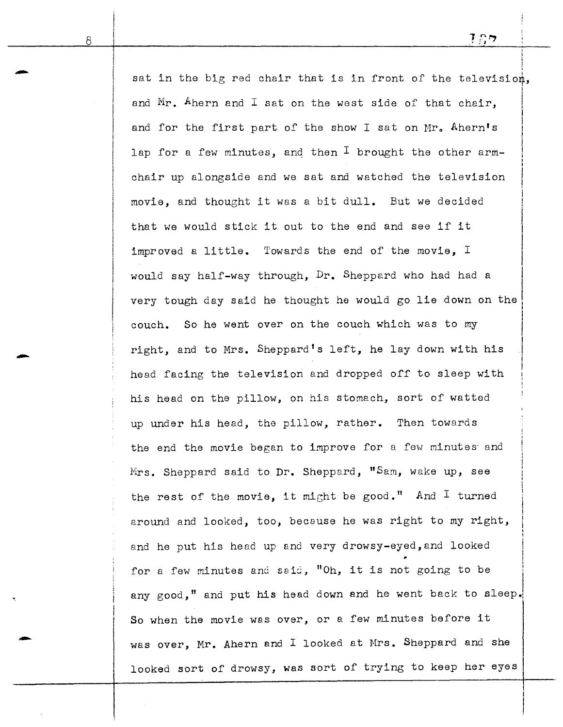sat in the big red chair that is in front of the television, and Mr. Ahern and I sat on the west side of that chair, and for the first part of the show I sat on Mr. Ahern's lap for a few minutes, and then I brought the other arm-chair up alongside and we sat and watched the television movie, and thought it was a bit dull. But we decided that we would stick it out to the end and see if it improved a little. Towards the end of the movie, I would say half-way through, Dr. Sheppard who had had a very tough day said he thought he would go lie down on the couch. So he went over on the couch which was to my right, and to Mrs. Sheppard's left, he lay down with his head facing the television and dropped off to sleep with his head on the pillow, on his stomach, sort of watted up under his head, the pillow, rather. Then towards the end the movie began to improve for a few minutes and Mrs. Sheppard said to Dr. Sheppard, "Sam, wake up, see the rest of the movie, it might be good." And I turned around and looked, too, because he was right to my right, and he put his head up and very drowsy-eyed, and looked for a few minutes and said, "Oh, it is not going to be any good," and put his head down and he went back to sleep. So when the movie was over, or a few minutes before it was over, Mr. Ahern and I looked at Mrs. Sheppard and she looked sort of drowsy, was sort of trying to keep her eyes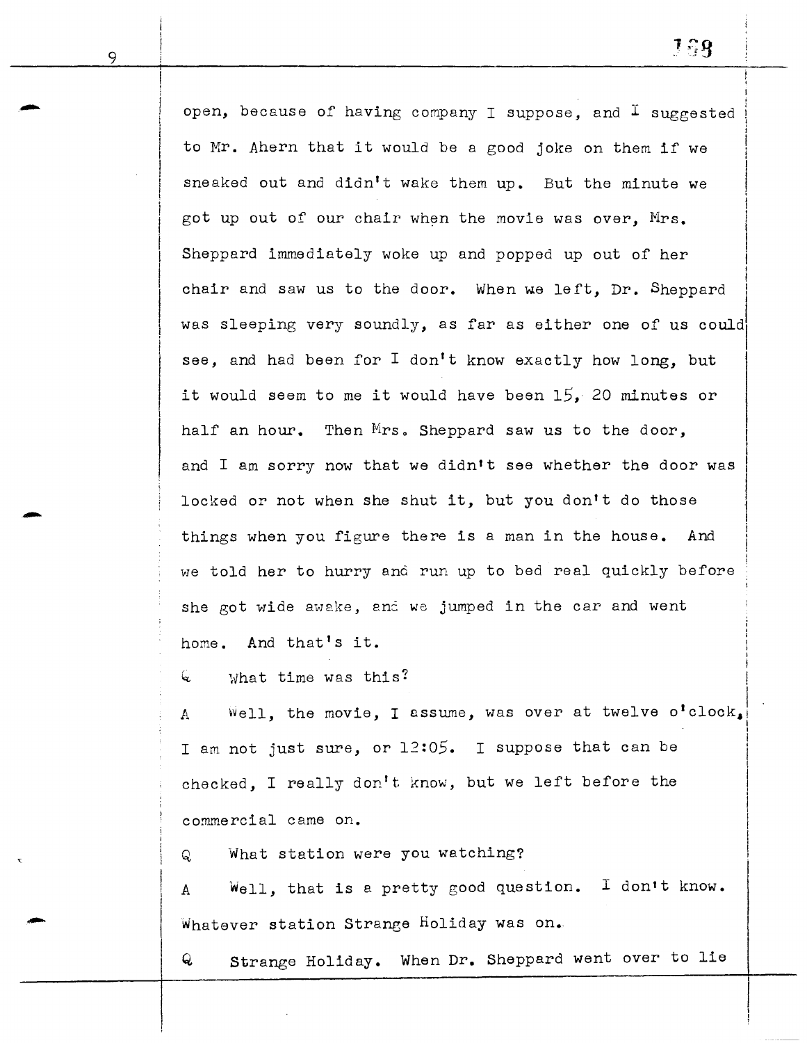open, because of having company I suppose, and I suggested to Mr. Ahern that it would be a good joke on them if we sneaked out and didn't wake them up. But the minute we got up out of our chair when the movie was over, Mrs. Sheppard immediately woke up and popped up out of her chair and saw us to the door. When we left, Dr. Sheppard was sleeping very soundly, as far as either one of us could see, and had been for I don't know exactly how long, but it would seem to me it would have been 15, 20 minutes or half an hour. Then Mrs. Sheppard saw us to the door, and I am sorry now that we didn't see whether the door was locked or not when she shut it, but you don't do those things when you figure there is a man in the house. And we told her to hurry and run up to bed real quickly before she got wide awake, and we jumped in the car and went home. And that's it.

Q What time was this?

A Well, the movie, I assume, was over at twelve o'clock, I am not just sure, or 12:05. I suppose that can be checked, I really don't know, but we left before the commercial came on.

Q What station were you watching?

A Well, that is a pretty good question. I don't know. Whatever station Strange Holiday was on.

Q Strange Holiday. When Dr. Sheppard went over to lie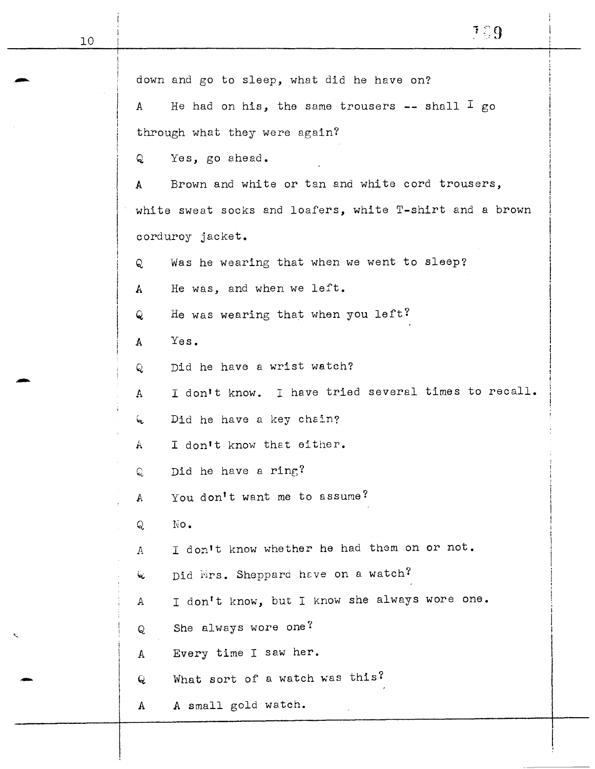down and go to sleep, what did he have on?

A He had on his, the same trousers -- shall I go through what they were again?

Q Yes, go ahead.

A Brown and white or tan and white cord trousers, white sweat socks and loafers, white T-shirt and a brown corduroy jacket.

Q Was he wearing that when we went to sleep?

A He was, and when we left.

Q He was wearing that when you left?

A Yes.

Q Did he have a wrist watch?

A I don't know. I have tried several times to recall.

Q Did he have a key chain?

A I don't know that either.

Q Did he have a ring?

A You don't want me to assume?

Q No.

A I don't know whether he had them on or not.

Q Did Mrs. Sheppard have on a watch?

A I don't know, but I know she always wore one.

Q She always wore one?

A Every time I saw her.

Q What sort of a watch was this?

A A small gold watch.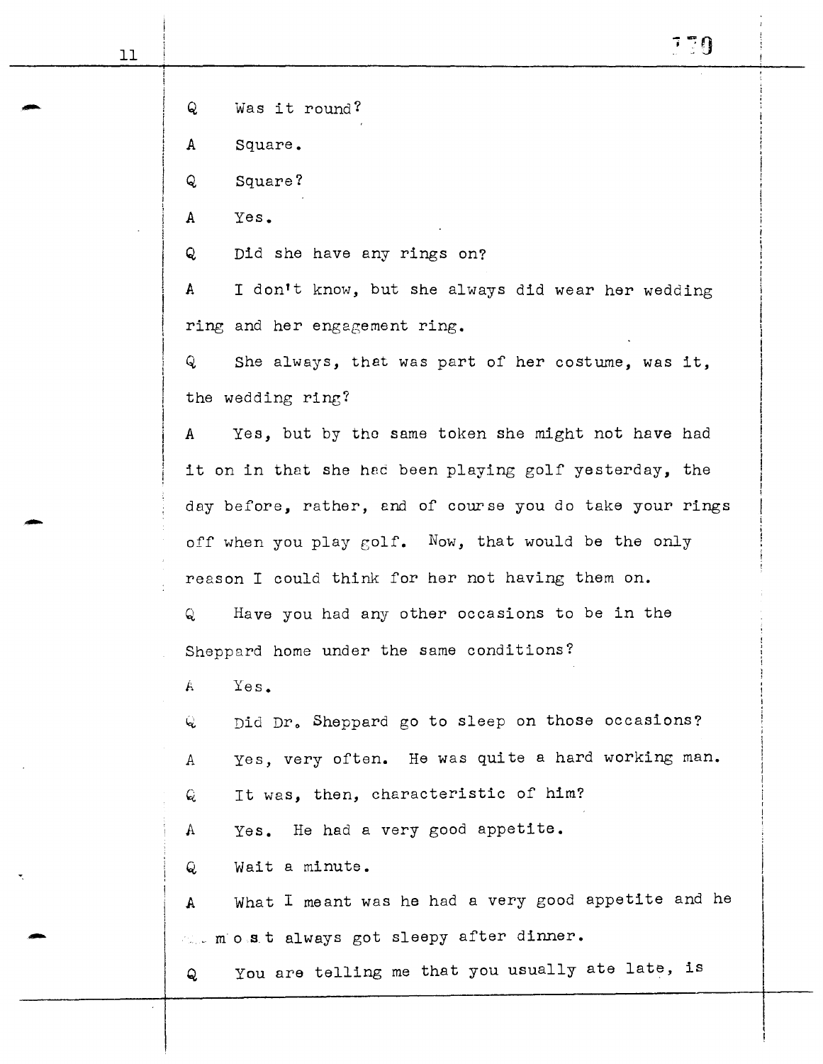Q Was it round?

A Square.

Q Square?

A Yes.

Q Did she have any rings on?

A I don't know, but she always did wear her wedding ring and her engagement ring.

Q She always, that was part of her costume, was it, the wedding ring?

A Yes, but by the same token she might not have had it on in that she had been playing golf yesterday, the day before, rather, and of course you do take your rings off when you play golf. Now, that would be the only reason I could think for her not having them on.

Q Have you had any other occasions to be in the Sheppard home under the same conditions?

A Yes.

Q Did Dr. Sheppard go to sleep on those occasions?

A Yes, very often. He was quite a hard working man.

Q It was, then, characteristic of him?

A Yes. He had a very good appetite.

Q Wait a minute.

A What I meant was he had a very good appetite and he most always got sleepy after dinner.

Q You are telling me that you usually ate late, is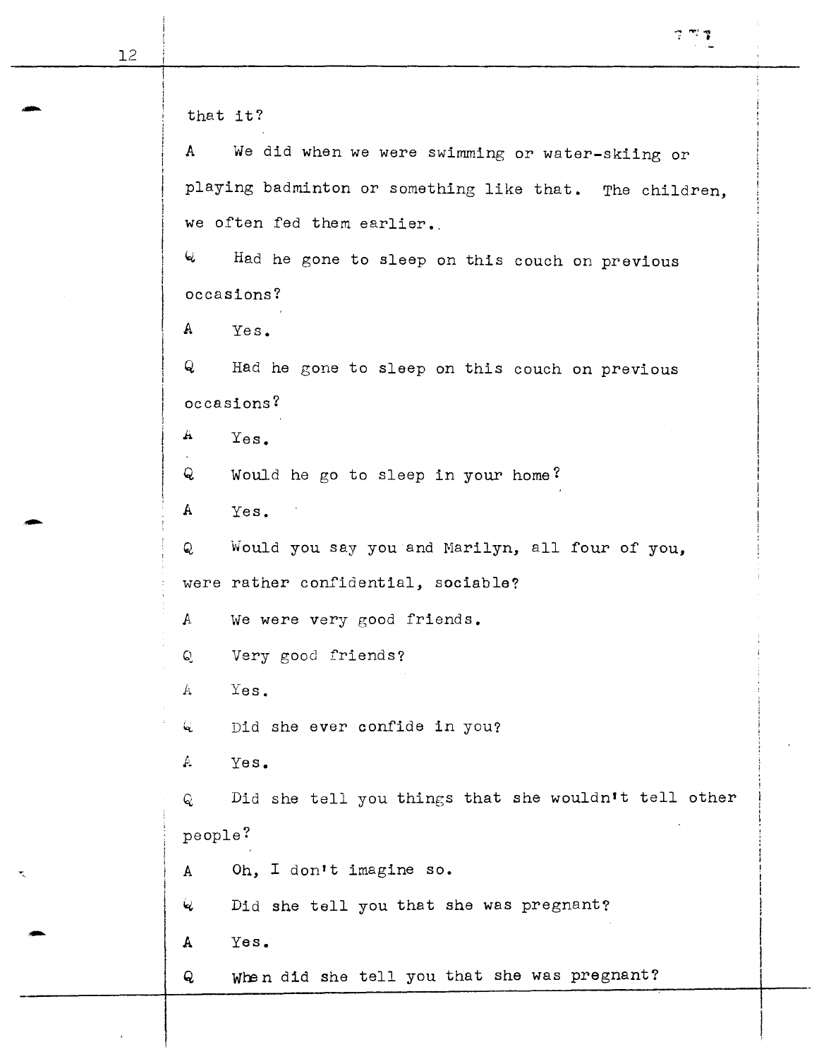that it?

A We did when we were swimming or water-skiing or playing badminton or something like that. The children, we often fed them earlier..

Q Had he gone to sleep on this couch on previous occasions?

A Yes.

Q Had he gone to sleep on this couch on previous occasions?

A Yes.

Q Would he go to sleep in your home?

A Yes.

Q Would you say you and Marilyn, all four of you, were rather confidential, sociable?

A We were very good friends.

Q Very good friends?

A Yes.

Q Did she ever confide in you?

A Yes.

Q Did she tell you things that she wouldn't tell other people?

A Oh, I don't imagine so.

Q Did she tell you that she was pregnant?

A Yes.

Q When did she tell you that she was pregnant?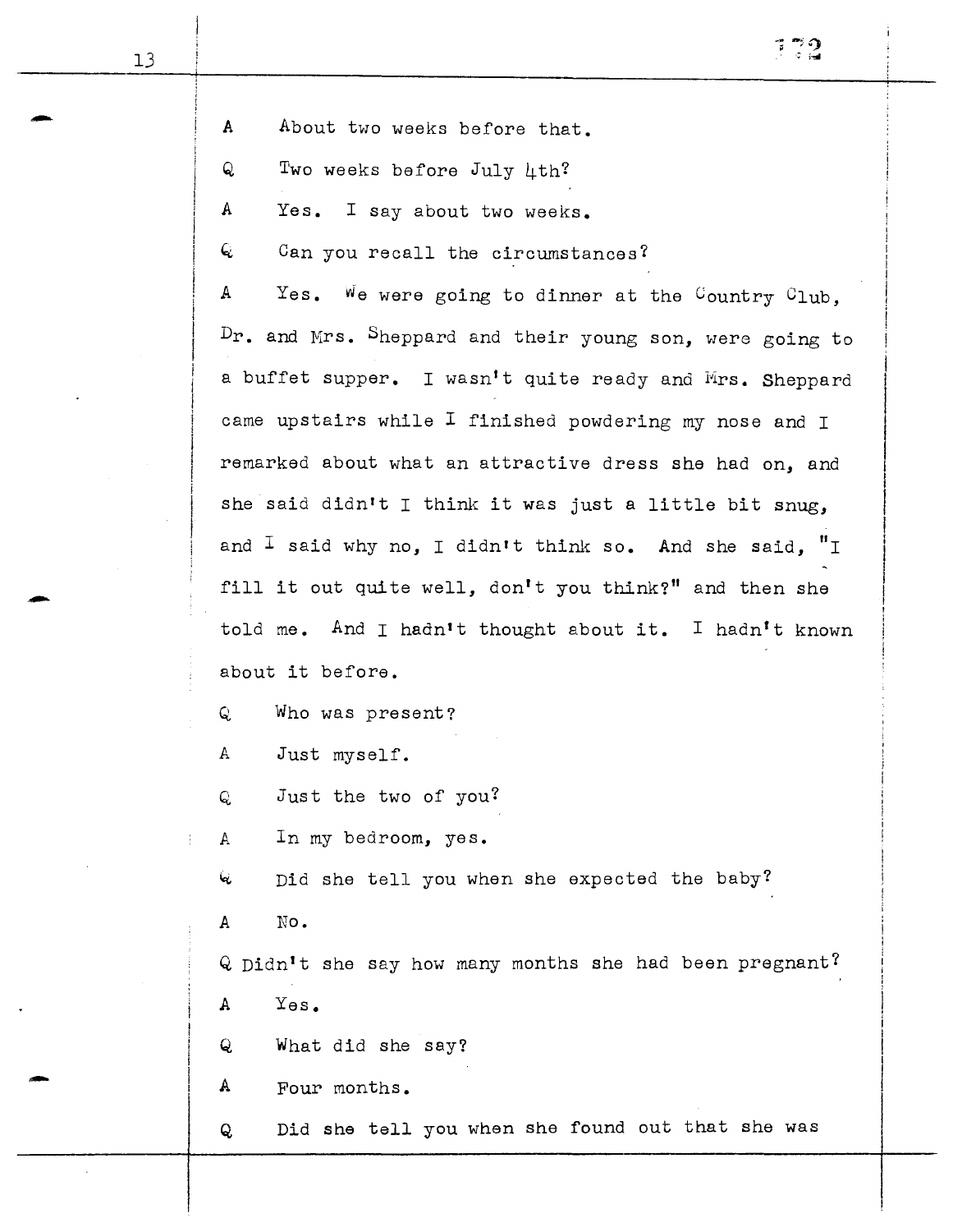A About two weeks before that.

Q Two weeks before July 4th?

A Yes. I say about two weeks.

Q Can you recall the circumstances?

A Yes. We were going to dinner at the Country Club, Dr. and Mrs. Sheppard and their young son, were going to a buffet supper. I wasn't quite ready and Mrs. Sheppard came upstairs while I finished powdering my nose and I remarked about what an attractive dress she had on, and she said didn't I think it was just a little bit snug, and I said why no, I didn't think so. And she said, "I fill it out quite well, don't you think?" and then she told me. And I hadn't thought about it. I hadn't known about it before.

Q Who was present?

A Just myself.

Q Just the two of you?

A In my bedroom, yes.

Q Did she tell you when she expected the baby?

A No.

Q Didn't she say how many months she had been pregnant?

A Yes.

Q What did she say?

A Four months.

Q Did she tell you when she found out that she was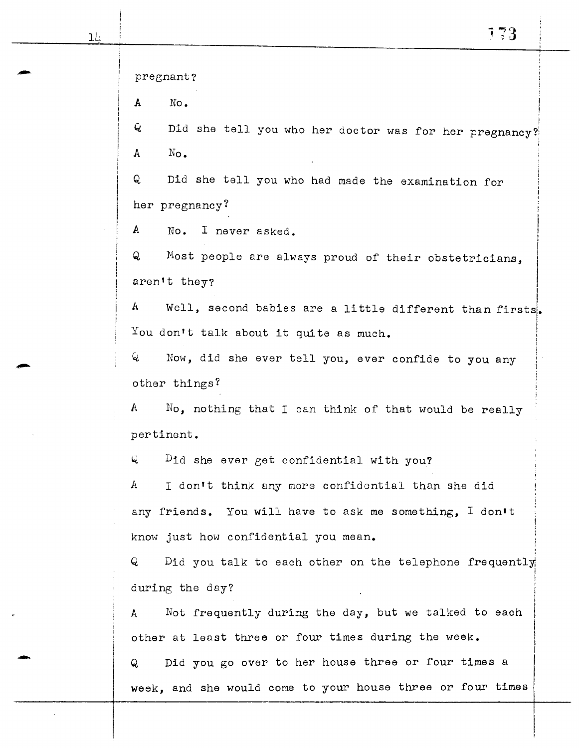pregnant?

A No.

Q Did she tell you who her doctor was for her pregnancy?

A No.

Q Did she tell you who had made the examination for her pregnancy?

A No. I never asked.

Q Most people are always proud of their obstetricians, aren't they?

A Well, second babies are a little different than firsts. You don't talk about it quite as much.

Q Now, did she ever tell you, ever confide to you any other things?

A No, nothing that I can think of that would be really pertinent.

Q Did she ever get confidential with you?

A I don't think any more confidential than she did any friends. You will have to ask me something, I don't know just how confidential you mean.

Q Did you talk to each other on the telephone frequently during the day?

A Not frequently during the day, but we talked to each other at least three or four times during the week.

Q Did you go over to her house three or four times a week, and she would come to your house three or four times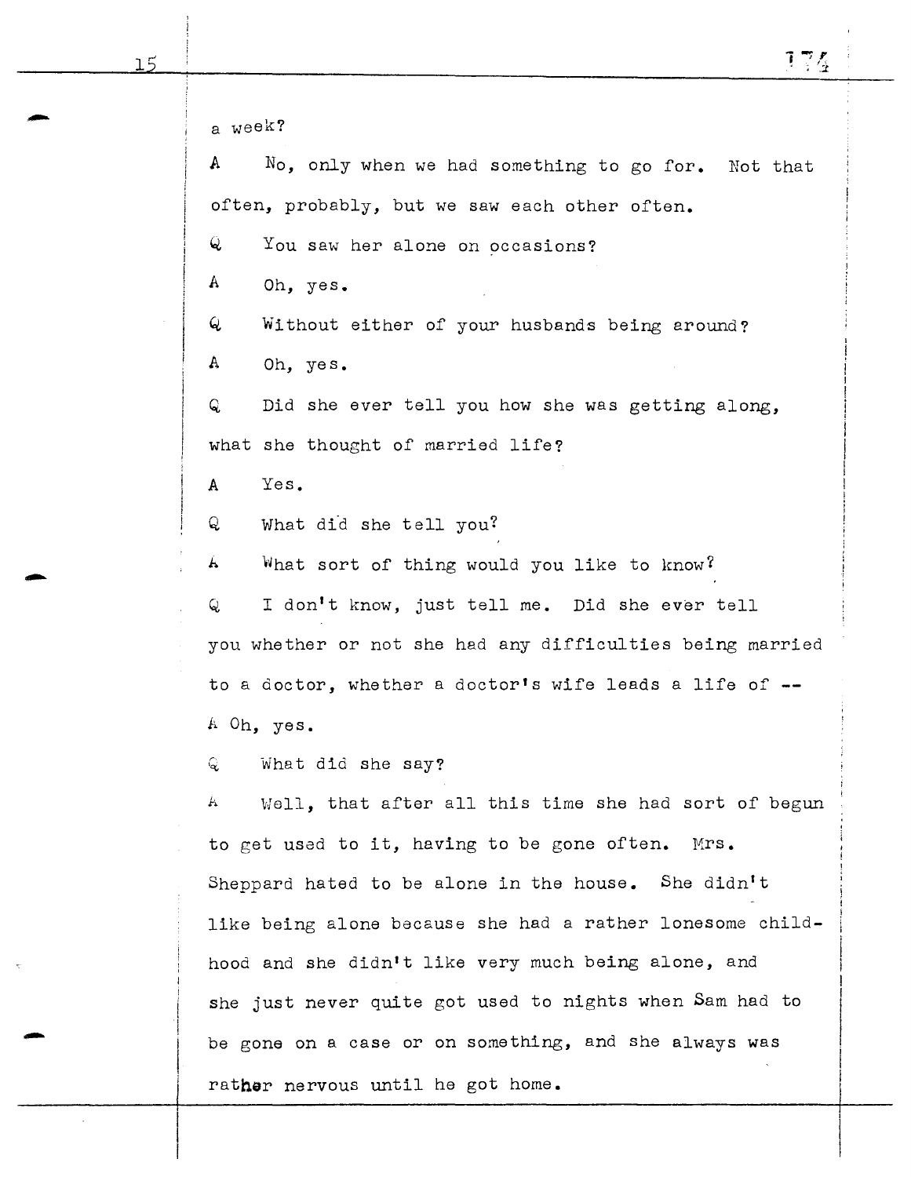a week?

A  No, only when we had something to go for.  Not that often, probably, but we saw each other often.

Q  You saw her alone on occasions?

A  Oh, yes.

Q  Without either of your husbands being around?

A  Oh, yes.

Q  Did she ever tell you how she was getting along, what she thought of married life?

A  Yes.

Q  What did she tell you?

A  What sort of thing would you like to know?

Q  I don't know, just tell me.  Did she ever tell you whether or not she had any difficulties being married to a doctor, whether a doctor's wife leads a life of --

A  Oh, yes.

Q  What did she say?

A  Well, that after all this time she had sort of begun to get used to it, having to be gone often.  Mrs. Sheppard hated to be alone in the house.  She didn't like being alone because she had a rather lonesome childhood and she didn't like very much being alone, and she just never quite got used to nights when Sam had to be gone on a case or on something, and she always was rather nervous until he got home.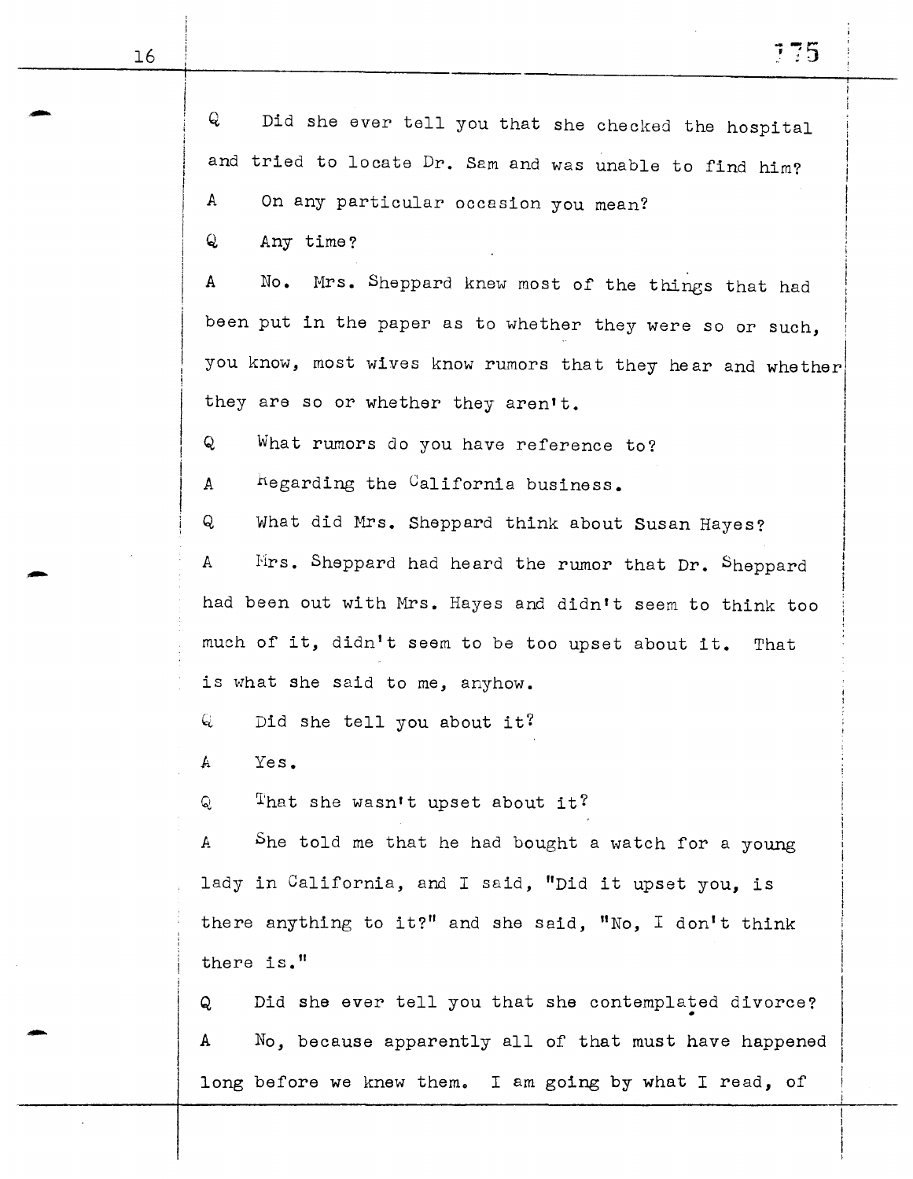Q Did she ever tell you that she checked the hospital and tried to locate Dr. Sam and was unable to find him?

A On any particular occasion you mean?

Q Any time?

A No. Mrs. Sheppard knew most of the things that had been put in the paper as to whether they were so or such, you know, most wives know rumors that they hear and whether they are so or whether they aren't.

Q What rumors do you have reference to?

A Regarding the California business.

Q What did Mrs. Sheppard think about Susan Hayes?

A Mrs. Sheppard had heard the rumor that Dr. Sheppard had been out with Mrs. Hayes and didn't seem to think too much of it, didn't seem to be too upset about it. That is what she said to me, anyhow.

Q Did she tell you about it?

A Yes.

Q That she wasn't upset about it?

A She told me that he had bought a watch for a young lady in California, and I said, "Did it upset you, is there anything to it?" and she said, "No, I don't think there is."

Q Did she ever tell you that she contemplated divorce?

A No, because apparently all of that must have happened long before we knew them. I am going by what I read, of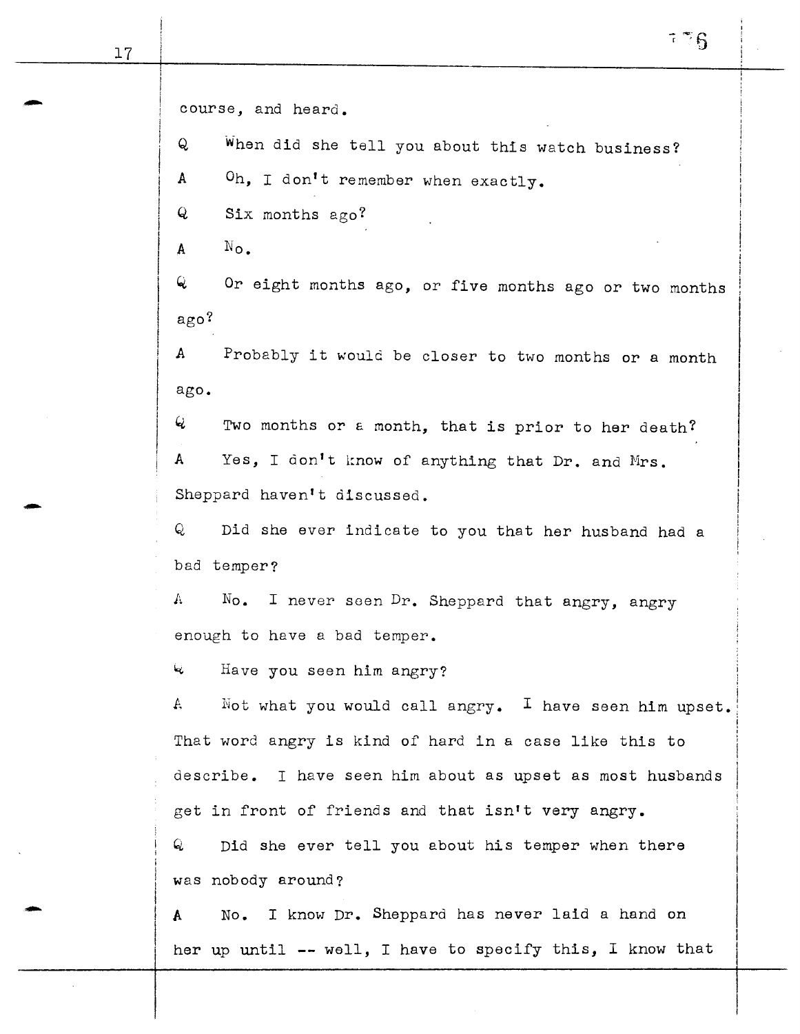course, and heard.

Q When did she tell you about this watch business?

A Oh, I don't remember when exactly.

Q Six months ago?

A No.

Q Or eight months ago, or five months ago or two months ago?

A Probably it would be closer to two months or a month ago.

Q Two months or a month, that is prior to her death?

A Yes, I don't know of anything that Dr. and Mrs. Sheppard haven't discussed.

Q Did she ever indicate to you that her husband had a bad temper?

A No. I never seen Dr. Sheppard that angry, angry enough to have a bad temper.

Q Have you seen him angry?

A Not what you would call angry. I have seen him upset. That word angry is kind of hard in a case like this to describe. I have seen him about as upset as most husbands get in front of friends and that isn't very angry.

Q Did she ever tell you about his temper when there was nobody around?

A No. I know Dr. Sheppard has never laid a hand on her up until -- well, I have to specify this, I know that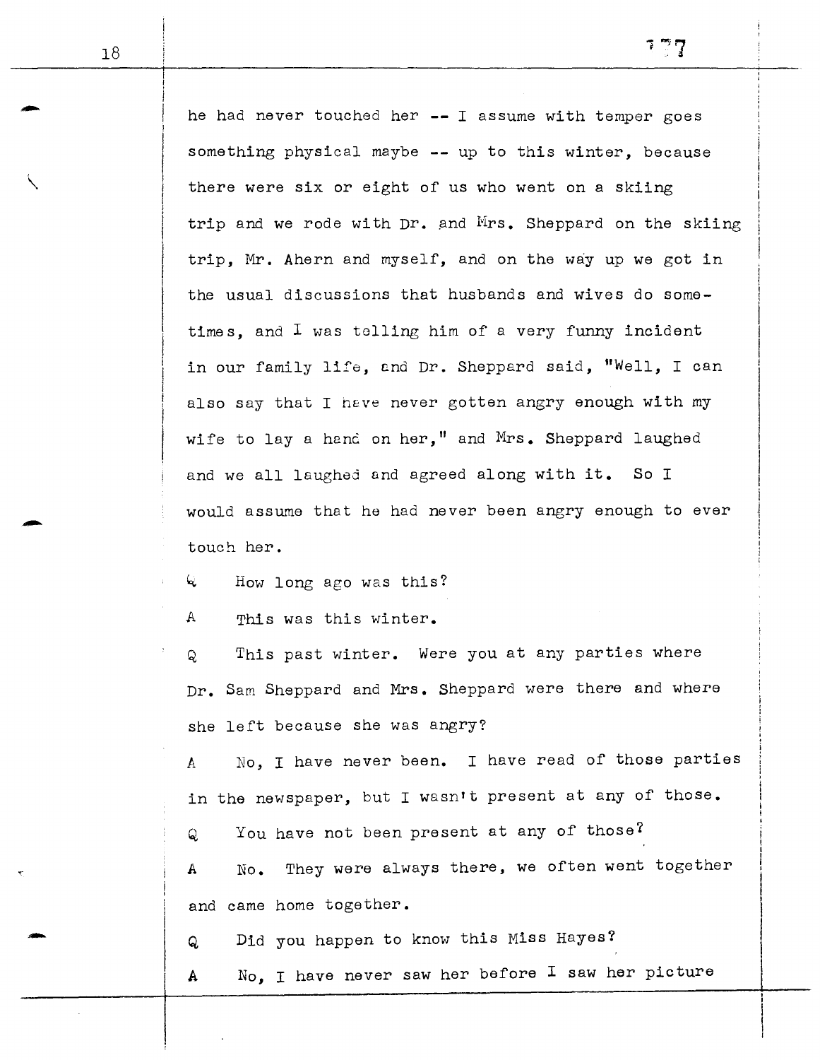he had never touched her -- I assume with temper goes something physical maybe -- up to this winter, because there were six or eight of us who went on a skiing trip and we rode with Dr. and Mrs. Sheppard on the skiing trip, Mr. Ahern and myself, and on the way up we got in the usual discussions that husbands and wives do sometimes, and I was telling him of a very funny incident in our family life, and Dr. Sheppard said, "Well, I can also say that I have never gotten angry enough with my wife to lay a hand on her," and Mrs. Sheppard laughed and we all laughed and agreed along with it. So I would assume that he had never been angry enough to ever touch her.

Q How long ago was this?

A This was this winter.

Q This past winter. Were you at any parties where Dr. Sam Sheppard and Mrs. Sheppard were there and where she left because she was angry?

A No, I have never been. I have read of those parties in the newspaper, but I wasn't present at any of those.

Q You have not been present at any of those?

A No. They were always there, we often went together and came home together.

Q Did you happen to know this Miss Hayes?

A No, I have never saw her before I saw her picture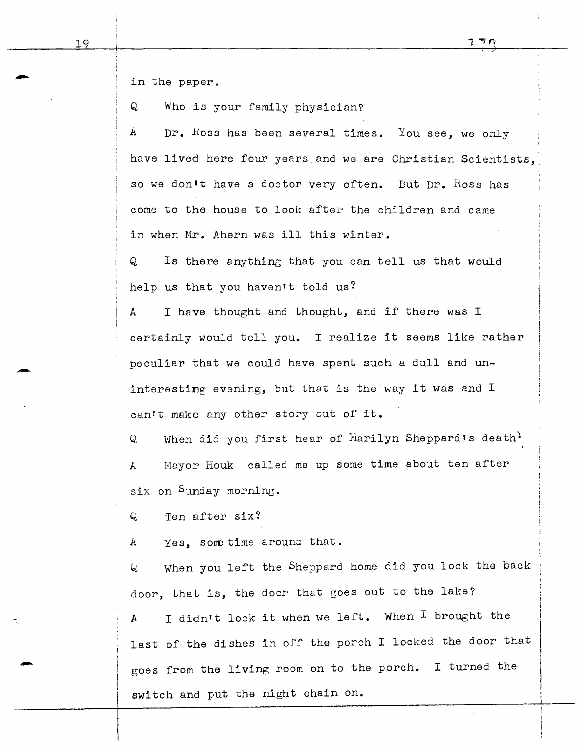in the paper.

Q Who is your family physician?

A Dr. Ross has been several times. You see, we only have lived here four years and we are Christian Scientists, so we don't have a doctor very often. But Dr. Ross has come to the house to look after the children and came in when Mr. Ahern was ill this winter.

Q Is there anything that you can tell us that would help us that you haven't told us?

A I have thought and thought, and if there was I certainly would tell you. I realize it seems like rather peculiar that we could have spent such a dull and uninteresting evening, but that is the way it was and I can't make any other story out of it.

Q When did you first hear of Marilyn Sheppard's death?

A Mayor Houk called me up some time about ten after six on Sunday morning.

Q Ten after six?

A Yes, some time around that.

Q When you left the Sheppard home did you lock the back door, that is, the door that goes out to the lake?

A I didn't lock it when we left. When I brought the last of the dishes in off the porch I locked the door that goes from the living room on to the porch. I turned the switch and put the night chain on.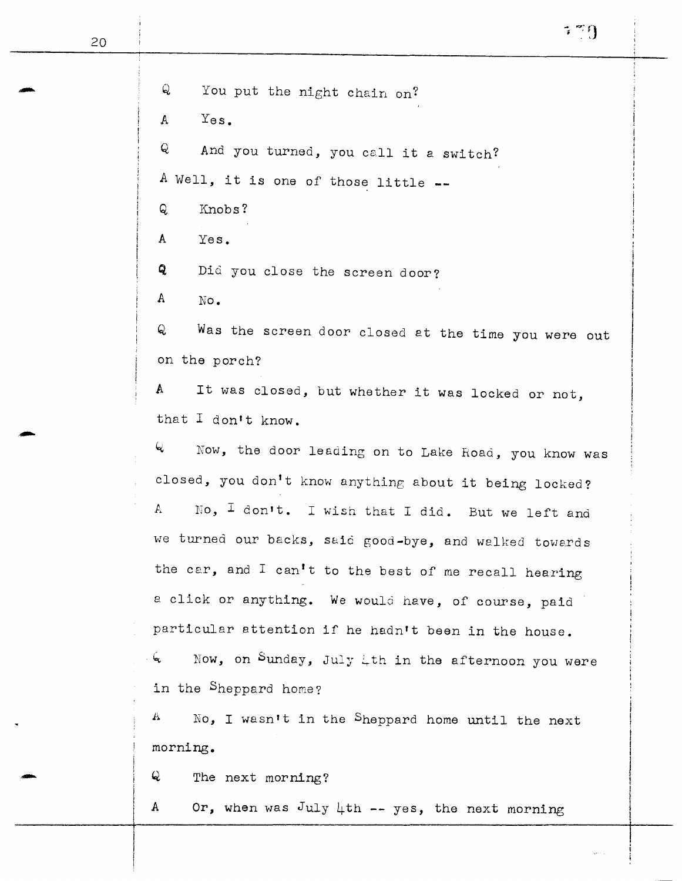Q You put the night chain on?

A Yes.

Q And you turned, you call it a switch?

A Well, it is one of those little --

Q Knobs?

A Yes.

Q Did you close the screen door?

A No.

Q Was the screen door closed at the time you were out on the porch?

A It was closed, but whether it was locked or not, that I don't know.

Q Now, the door leading on to Lake Road, you know was closed, you don't know anything about it being locked?

A No, I don't. I wish that I did. But we left and we turned our backs, said good-bye, and walked towards the car, and I can't to the best of me recall hearing a click or anything. We would have, of course, paid particular attention if he hadn't been in the house.

Q Now, on Sunday, July 4th in the afternoon you were in the Sheppard home?

A No, I wasn't in the Sheppard home until the next morning.

Q The next morning?

A Or, when was July 4th -- yes, the next morning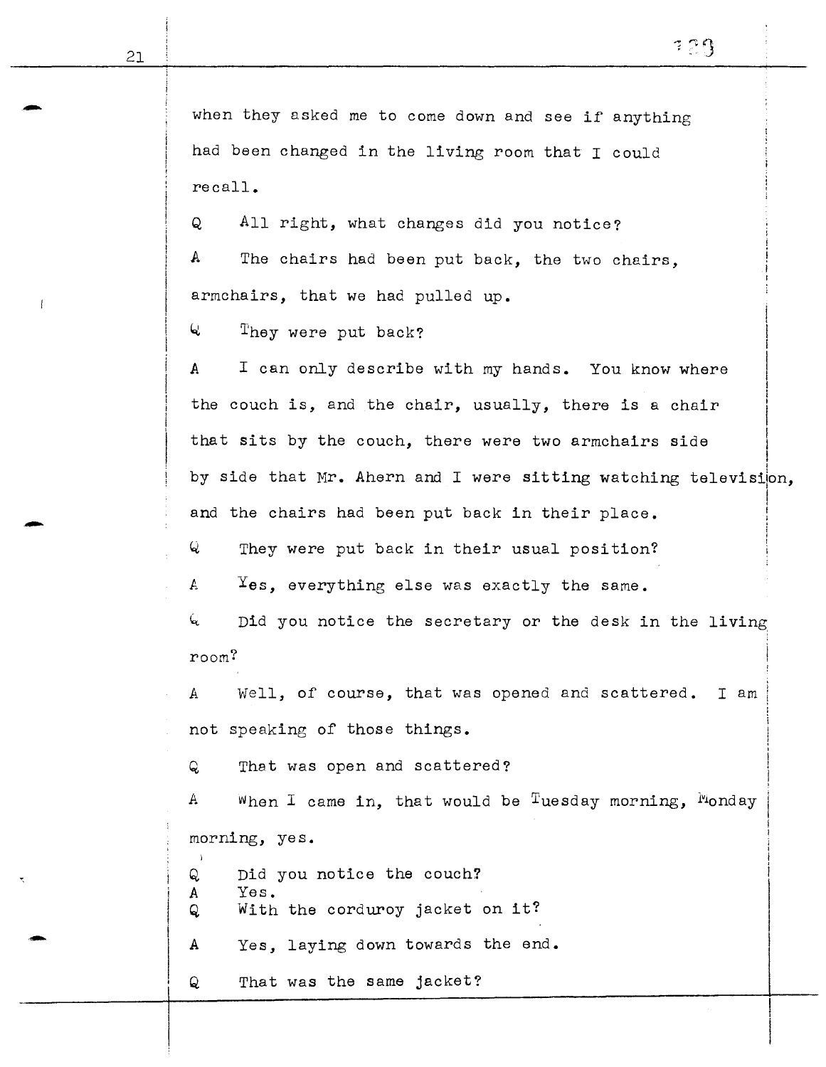when they asked me to come down and see if anything had been changed in the living room that I could recall.

Q All right, what changes did you notice?

A The chairs had been put back, the two chairs, armchairs, that we had pulled up.

Q They were put back?

A I can only describe with my hands. You know where the couch is, and the chair, usually, there is a chair that sits by the couch, there were two armchairs side by side that Mr. Ahern and I were sitting watching television, and the chairs had been put back in their place.

Q They were put back in their usual position?

A Yes, everything else was exactly the same.

Q Did you notice the secretary or the desk in the living room?

A Well, of course, that was opened and scattered. I am not speaking of those things.

Q That was open and scattered?

A When I came in, that would be Tuesday morning, Monday morning, yes.

Q Did you notice the couch?

A Yes.

Q With the corduroy jacket on it?

A Yes, laying down towards the end.

Q That was the same jacket?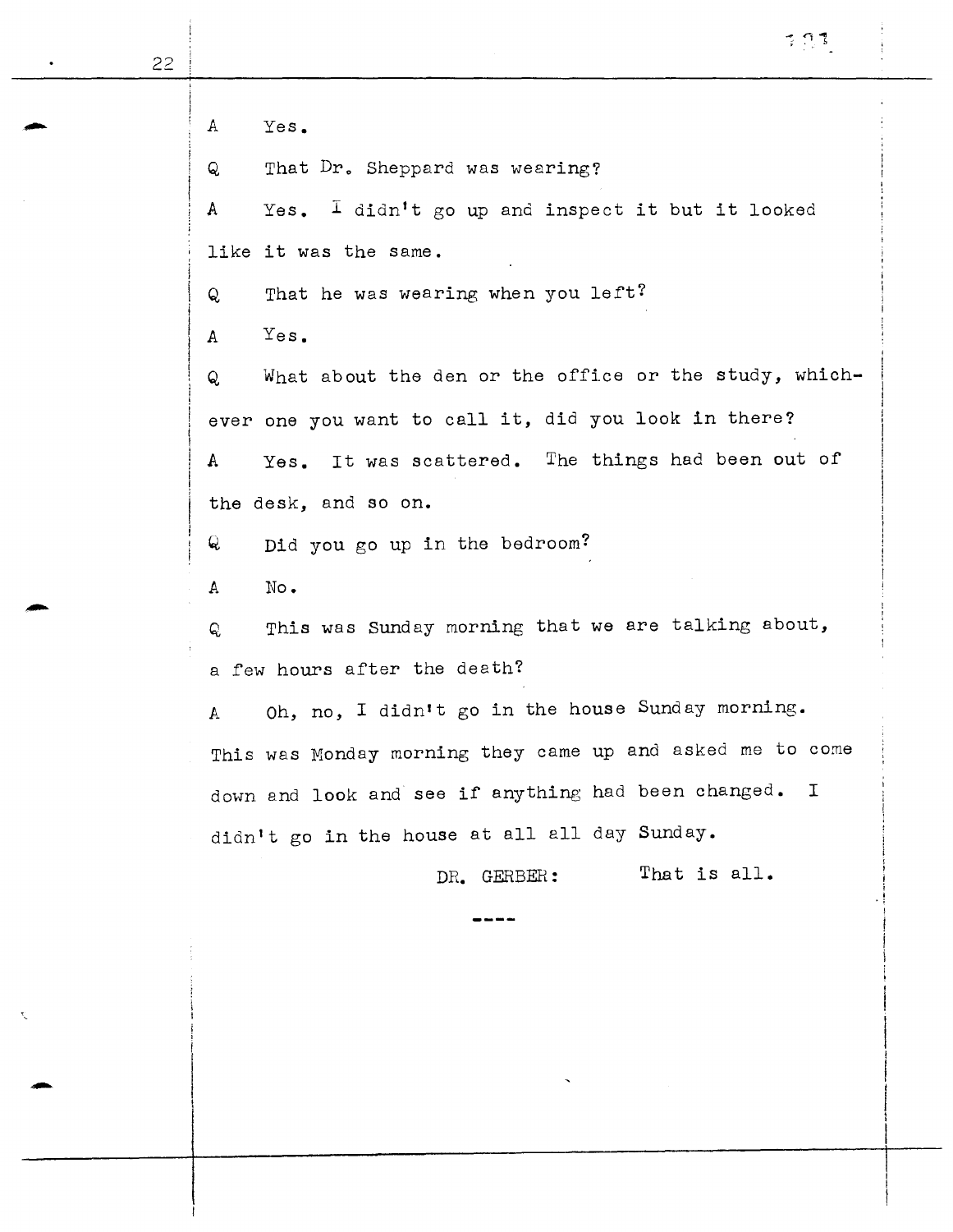A Yes.

Q That Dr. Sheppard was wearing?

A Yes. I didn't go up and inspect it but it looked like it was the same.

Q That he was wearing when you left?

A Yes.

Q What about the den or the office or the study, whichever one you want to call it, did you look in there?

A Yes. It was scattered. The things had been out of the desk, and so on.

Q Did you go up in the bedroom?

A No.

Q This was Sunday morning that we are talking about, a few hours after the death?

A Oh, no, I didn't go in the house Sunday morning. This was Monday morning they came up and asked me to come down and look and see if anything had been changed. I didn't go in the house at all all day Sunday.

DR. GERBER: That is all.

----